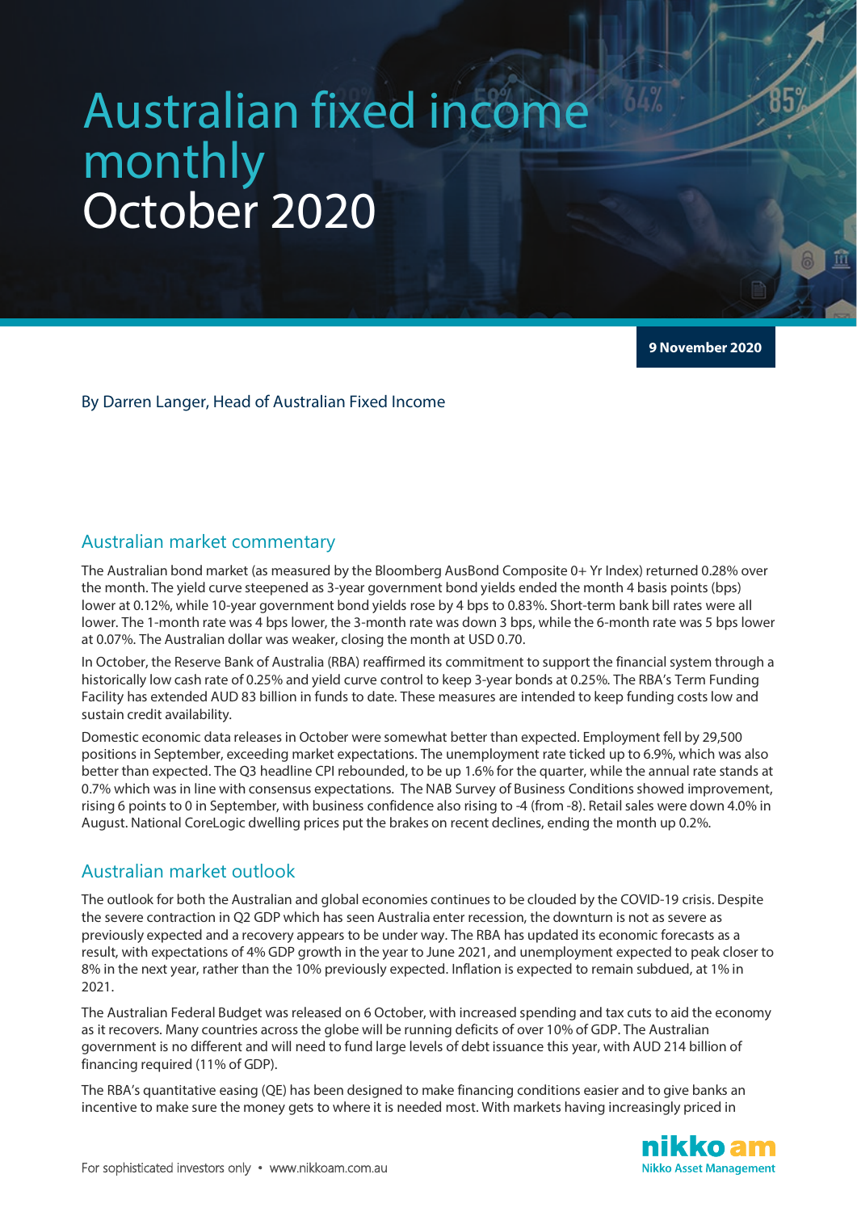# Australian fixed income monthly October 2020

**9 November 2020**

By Darren Langer, Head of Australian Fixed Income

## Australian market commentary

The Australian bond market (as measured by the Bloomberg AusBond Composite 0+ Yr Index) returned 0.28% over the month. The yield curve steepened as 3-year government bond yields ended the month 4 basis points (bps) lower at 0.12%, while 10-year government bond yields rose by 4 bps to 0.83%. Short-term bank bill rates were all lower. The 1-month rate was 4 bps lower, the 3-month rate was down 3 bps, while the 6-month rate was 5 bps lower at 0.07%. The Australian dollar was weaker, closing the month at USD 0.70.

In October, the Reserve Bank of Australia (RBA) reaffirmed its commitment to support the financial system through a historically low cash rate of 0.25% and yield curve control to keep 3-year bonds at 0.25%. The RBA's Term Funding Facility has extended AUD 83 billion in funds to date. These measures are intended to keep funding costs low and sustain credit availability.

Domestic economic data releases in October were somewhat better than expected. Employment fell by 29,500 positions in September, exceeding market expectations. The unemployment rate ticked up to 6.9%, which was also better than expected. The Q3 headline CPI rebounded, to be up 1.6% for the quarter, while the annual rate stands at 0.7% which was in line with consensus expectations. The NAB Survey of Business Conditions showed improvement, rising 6 points to 0 in September, with business confidence also rising to -4 (from -8). Retail sales were down 4.0% in August. National CoreLogic dwelling prices put the brakes on recent declines, ending the month up 0.2%.

## Australian market outlook

The outlook for both the Australian and global economies continues to be clouded by the COVID-19 crisis. Despite the severe contraction in Q2 GDP which has seen Australia enter recession, the downturn is not as severe as previously expected and a recovery appears to be under way. The RBA has updated its economic forecasts as a result, with expectations of 4% GDP growth in the year to June 2021, and unemployment expected to peak closer to 8% in the next year, rather than the 10% previously expected. Inflation is expected to remain subdued, at 1% in 2021.

The Australian Federal Budget was released on 6 October, with increased spending and tax cuts to aid the economy as it recovers. Many countries across the globe will be running deficits of over 10% of GDP. The Australian government is no different and will need to fund large levels of debt issuance this year, with AUD 214 billion of financing required (11% of GDP).

The RBA's quantitative easing (QE) has been designed to make financing conditions easier and to give banks an incentive to make sure the money gets to where it is needed most. With markets having increasingly priced in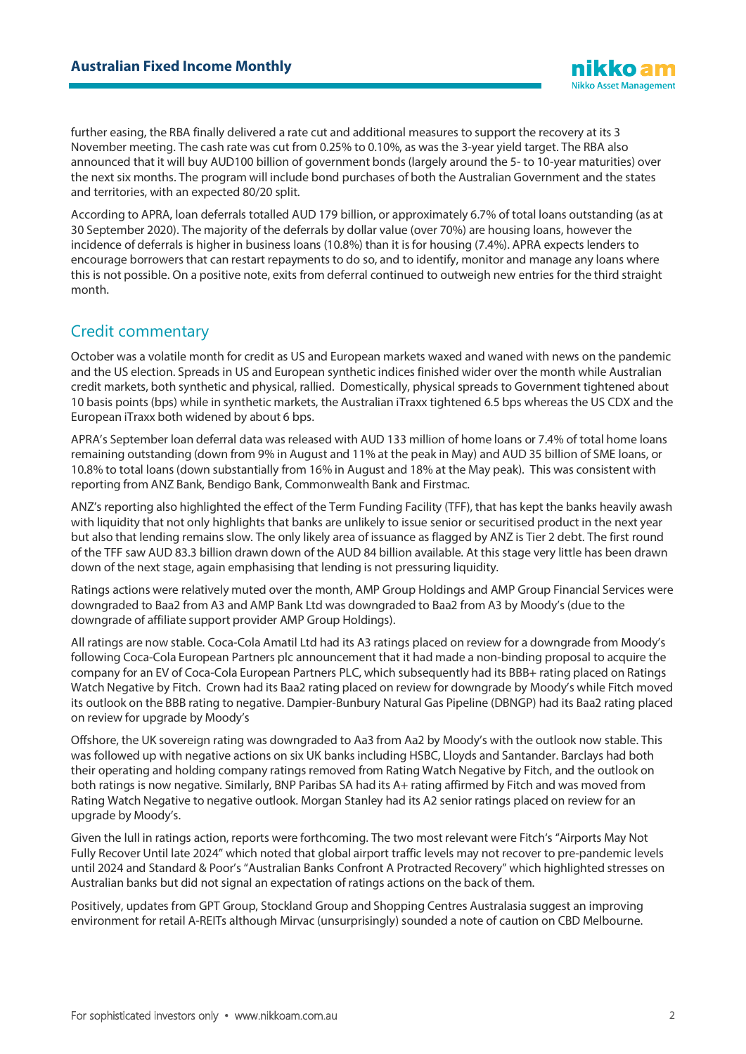further easing, the RBA finally delivered a rate cut and additional measures to support the recovery at its 3 November meeting. The cash rate was cut from 0.25% to 0.10%, as was the 3-year yield target. The RBA also announced that it will buy AUD100 billion of government bonds (largely around the 5- to 10-year maturities) over the next six months. The program will include bond purchases of both the Australian Government and the states and territories, with an expected 80/20 split.

According to APRA, loan deferrals totalled AUD 179 billion, or approximately 6.7% of total loans outstanding (as at 30 September 2020). The majority of the deferrals by dollar value (over 70%) are housing loans, however the incidence of deferrals is higher in business loans (10.8%) than it is for housing (7.4%). APRA expects lenders to encourage borrowers that can restart repayments to do so, and to identify, monitor and manage any loans where this is not possible. On a positive note, exits from deferral continued to outweigh new entries for the third straight month.

## Credit commentary

October was a volatile month for credit as US and European markets waxed and waned with news on the pandemic and the US election. Spreads in US and European synthetic indices finished wider over the month while Australian credit markets, both synthetic and physical, rallied. Domestically, physical spreads to Government tightened about 10 basis points (bps) while in synthetic markets, the Australian iTraxx tightened 6.5 bps whereas the US CDX and the European iTraxx both widened by about 6 bps.

APRA's September loan deferral data was released with AUD 133 million of home loans or 7.4% of total home loans remaining outstanding (down from 9% in August and 11% at the peak in May) and AUD 35 billion of SME loans, or 10.8% to total loans (down substantially from 16% in August and 18% at the May peak). This was consistent with reporting from ANZ Bank, Bendigo Bank, Commonwealth Bank and Firstmac.

ANZ's reporting also highlighted the effect of the Term Funding Facility (TFF), that has kept the banks heavily awash with liquidity that not only highlights that banks are unlikely to issue senior or securitised product in the next year but also that lending remains slow. The only likely area of issuance as flagged by ANZ is Tier 2 debt. The first round of the TFF saw AUD 83.3 billion drawn down of the AUD 84 billion available. At this stage very little has been drawn down of the next stage, again emphasising that lending is not pressuring liquidity.

Ratings actions were relatively muted over the month, AMP Group Holdings and AMP Group Financial Services were downgraded to Baa2 from A3 and AMP Bank Ltd was downgraded to Baa2 from A3 by Moody's (due to the downgrade of affiliate support provider AMP Group Holdings).

All ratings are now stable. Coca-Cola Amatil Ltd had its A3 ratings placed on review for a downgrade from Moody's following Coca-Cola European Partners plc announcement that it had made a non-binding proposal to acquire the company for an EV of Coca-Cola European Partners PLC, which subsequently had its BBB+ rating placed on Ratings Watch Negative by Fitch. Crown had its Baa2 rating placed on review for downgrade by Moody's while Fitch moved its outlook on the BBB rating to negative. Dampier-Bunbury Natural Gas Pipeline (DBNGP) had its Baa2 rating placed on review for upgrade by Moody's

Offshore, the UK sovereign rating was downgraded to Aa3 from Aa2 by Moody's with the outlook now stable. This was followed up with negative actions on six UK banks including HSBC, Lloyds and Santander. Barclays had both their operating and holding company ratings removed from Rating Watch Negative by Fitch, and the outlook on both ratings is now negative. Similarly, BNP Paribas SA had its A+ rating affirmed by Fitch and was moved from Rating Watch Negative to negative outlook. Morgan Stanley had its A2 senior ratings placed on review for an upgrade by Moody's.

Given the lull in ratings action, reports were forthcoming. The two most relevant were Fitch's "Airports May Not Fully Recover Until late 2024" which noted that global airport traffic levels may not recover to pre-pandemic levels until 2024 and Standard & Poor's "Australian Banks Confront A Protracted Recovery" which highlighted stresses on Australian banks but did not signal an expectation of ratings actions on the back of them.

Positively, updates from GPT Group, Stockland Group and Shopping Centres Australasia suggest an improving environment for retail A-REITs although Mirvac (unsurprisingly) sounded a note of caution on CBD Melbourne.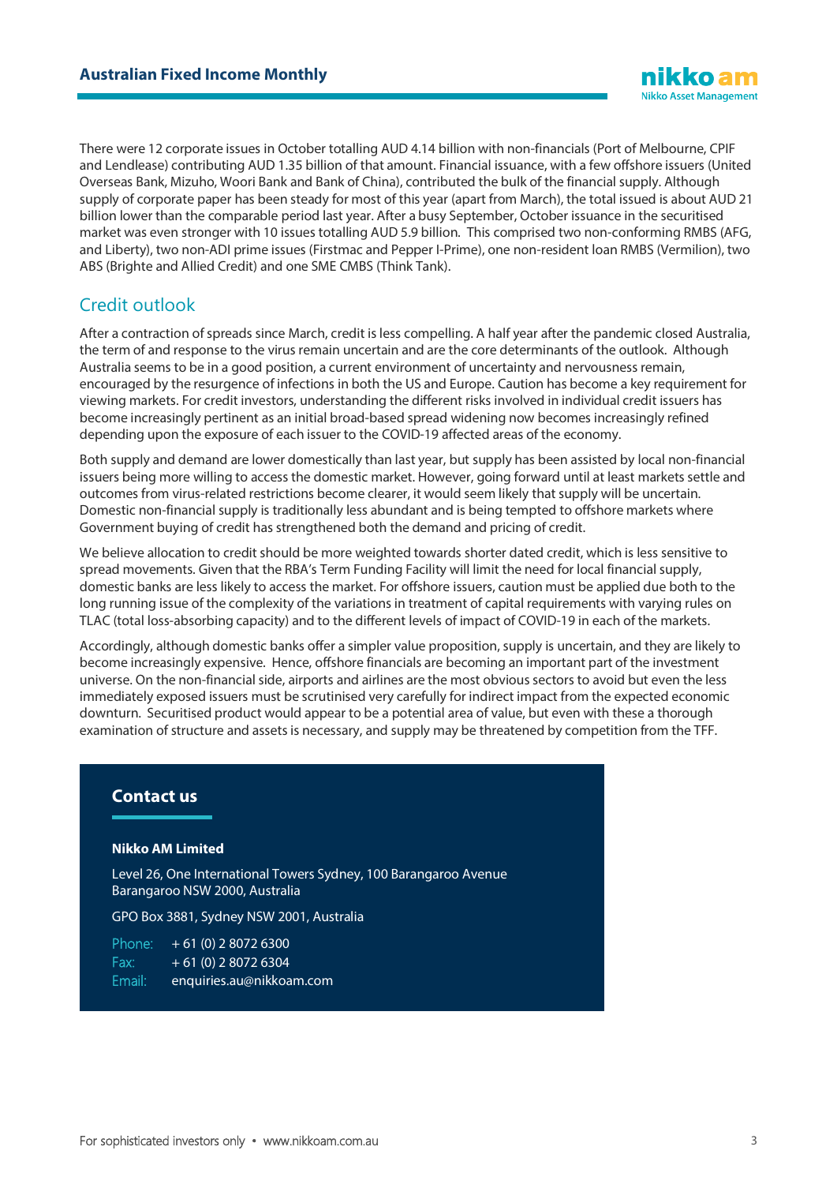There were 12 corporate issues in October totalling AUD 4.14 billion with non-financials (Port of Melbourne, CPIF and Lendlease) contributing AUD 1.35 billion of that amount. Financial issuance, with a few offshore issuers (United Overseas Bank, Mizuho, Woori Bank and Bank of China), contributed the bulk of the financial supply. Although supply of corporate paper has been steady for most of this year (apart from March), the total issued is about AUD 21 billion lower than the comparable period last year. After a busy September, October issuance in the securitised market was even stronger with 10 issues totalling AUD 5.9 billion. This comprised two non-conforming RMBS (AFG, and Liberty), two non-ADI prime issues (Firstmac and Pepper I-Prime), one non-resident loan RMBS (Vermilion), two ABS (Brighte and Allied Credit) and one SME CMBS (Think Tank).

## Credit outlook

After a contraction of spreads since March, credit is less compelling. A half year after the pandemic closed Australia, the term of and response to the virus remain uncertain and are the core determinants of the outlook. Although Australia seems to be in a good position, a current environment of uncertainty and nervousness remain, encouraged by the resurgence of infections in both the US and Europe. Caution has become a key requirement for viewing markets. For credit investors, understanding the different risks involved in individual credit issuers has become increasingly pertinent as an initial broad-based spread widening now becomes increasingly refined depending upon the exposure of each issuer to the COVID-19 affected areas of the economy.

Both supply and demand are lower domestically than last year, but supply has been assisted by local non-financial issuers being more willing to access the domestic market. However, going forward until at least markets settle and outcomes from virus-related restrictions become clearer, it would seem likely that supply will be uncertain. Domestic non-financial supply is traditionally less abundant and is being tempted to offshore markets where Government buying of credit has strengthened both the demand and pricing of credit.

We believe allocation to credit should be more weighted towards shorter dated credit, which is less sensitive to spread movements. Given that the RBA's Term Funding Facility will limit the need for local financial supply, domestic banks are less likely to access the market. For offshore issuers, caution must be applied due both to the long running issue of the complexity of the variations in treatment of capital requirements with varying rules on TLAC (total loss-absorbing capacity) and to the different levels of impact of COVID-19 in each of the markets.

Accordingly, although domestic banks offer a simpler value proposition, supply is uncertain, and they are likely to become increasingly expensive. Hence, offshore financials are becoming an important part of the investment universe. On the non-financial side, airports and airlines are the most obvious sectors to avoid but even the less immediately exposed issuers must be scrutinised very carefully for indirect impact from the expected economic downturn. Securitised product would appear to be a potential area of value, but even with these a thorough examination of structure and assets is necessary, and supply may be threatened by competition from the TFF.

## Contact us

**Nikko AM Limited**

Level 26, One International Towers Sydney, 100 Barangaroo Avenue
Barangaroo NSW 2000, Australia

GPO Box 3881, Sydney NSW 2001, Australia

Phone: + 61 (0) 2 8072 6300
Fax: + 61 (0) 2 8072 6304
Email: enquiries.au@nikkoam.com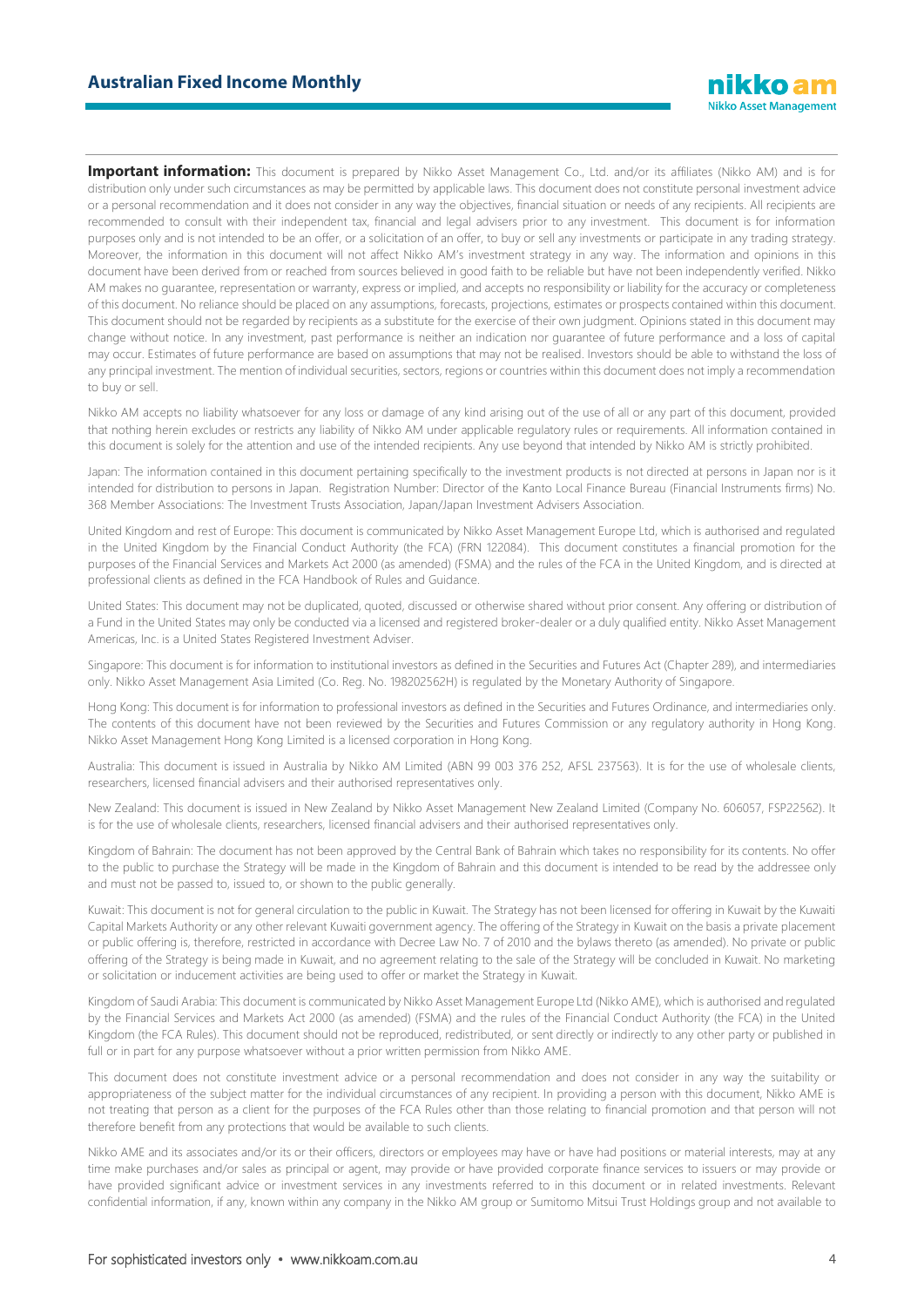**Important information:** This document is prepared by Nikko Asset Management Co., Ltd. and/or its affiliates (Nikko AM) and is for distribution only under such circumstances as may be permitted by applicable laws. This document does not constitute personal investment advice or a personal recommendation and it does not consider in any way the objectives, financial situation or needs of any recipients. All recipients are recommended to consult with their independent tax, financial and legal advisers prior to any investment. This document is for information purposes only and is not intended to be an offer, or a solicitation of an offer, to buy or sell any investments or participate in any trading strategy. Moreover, the information in this document will not affect Nikko AM's investment strategy in any way. The information and opinions in this document have been derived from or reached from sources believed in good faith to be reliable but have not been independently verified. Nikko AM makes no guarantee, representation or warranty, express or implied, and accepts no responsibility or liability for the accuracy or completeness of this document. No reliance should be placed on any assumptions, forecasts, projections, estimates or prospects contained within this document. This document should not be regarded by recipients as a substitute for the exercise of their own judgment. Opinions stated in this document may change without notice. In any investment, past performance is neither an indication nor guarantee of future performance and a loss of capital may occur. Estimates of future performance are based on assumptions that may not be realised. Investors should be able to withstand the loss of any principal investment. The mention of individual securities, sectors, regions or countries within this document does not imply a recommendation to buy or sell.

Nikko AM accepts no liability whatsoever for any loss or damage of any kind arising out of the use of all or any part of this document, provided that nothing herein excludes or restricts any liability of Nikko AM under applicable regulatory rules or requirements. All information contained in this document is solely for the attention and use of the intended recipients. Any use beyond that intended by Nikko AM is strictly prohibited.

Japan: The information contained in this document pertaining specifically to the investment products is not directed at persons in Japan nor is it intended for distribution to persons in Japan. Registration Number: Director of the Kanto Local Finance Bureau (Financial Instruments firms) No. 368 Member Associations: The Investment Trusts Association, Japan/Japan Investment Advisers Association.

United Kingdom and rest of Europe: This document is communicated by Nikko Asset Management Europe Ltd, which is authorised and regulated in the United Kingdom by the Financial Conduct Authority (the FCA) (FRN 122084). This document constitutes a financial promotion for the purposes of the Financial Services and Markets Act 2000 (as amended) (FSMA) and the rules of the FCA in the United Kingdom, and is directed at professional clients as defined in the FCA Handbook of Rules and Guidance.

United States: This document may not be duplicated, quoted, discussed or otherwise shared without prior consent. Any offering or distribution of a Fund in the United States may only be conducted via a licensed and registered broker-dealer or a duly qualified entity. Nikko Asset Management Americas, Inc. is a United States Registered Investment Adviser.

Singapore: This document is for information to institutional investors as defined in the Securities and Futures Act (Chapter 289), and intermediaries only. Nikko Asset Management Asia Limited (Co. Reg. No. 198202562H) is regulated by the Monetary Authority of Singapore.

Hong Kong: This document is for information to professional investors as defined in the Securities and Futures Ordinance, and intermediaries only. The contents of this document have not been reviewed by the Securities and Futures Commission or any regulatory authority in Hong Kong. Nikko Asset Management Hong Kong Limited is a licensed corporation in Hong Kong.

Australia: This document is issued in Australia by Nikko AM Limited (ABN 99 003 376 252, AFSL 237563). It is for the use of wholesale clients, researchers, licensed financial advisers and their authorised representatives only.

New Zealand: This document is issued in New Zealand by Nikko Asset Management New Zealand Limited (Company No. 606057, FSP22562). It is for the use of wholesale clients, researchers, licensed financial advisers and their authorised representatives only.

Kingdom of Bahrain: The document has not been approved by the Central Bank of Bahrain which takes no responsibility for its contents. No offer to the public to purchase the Strategy will be made in the Kingdom of Bahrain and this document is intended to be read by the addressee only and must not be passed to, issued to, or shown to the public generally.

Kuwait: This document is not for general circulation to the public in Kuwait. The Strategy has not been licensed for offering in Kuwait by the Kuwaiti Capital Markets Authority or any other relevant Kuwaiti government agency. The offering of the Strategy in Kuwait on the basis a private placement or public offering is, therefore, restricted in accordance with Decree Law No. 7 of 2010 and the bylaws thereto (as amended). No private or public offering of the Strategy is being made in Kuwait, and no agreement relating to the sale of the Strategy will be concluded in Kuwait. No marketing or solicitation or inducement activities are being used to offer or market the Strategy in Kuwait.

Kingdom of Saudi Arabia: This document is communicated by Nikko Asset Management Europe Ltd (Nikko AME), which is authorised and regulated by the Financial Services and Markets Act 2000 (as amended) (FSMA) and the rules of the Financial Conduct Authority (the FCA) in the United Kingdom (the FCA Rules). This document should not be reproduced, redistributed, or sent directly or indirectly to any other party or published in full or in part for any purpose whatsoever without a prior written permission from Nikko AME.

This document does not constitute investment advice or a personal recommendation and does not consider in any way the suitability or appropriateness of the subject matter for the individual circumstances of any recipient. In providing a person with this document, Nikko AME is not treating that person as a client for the purposes of the FCA Rules other than those relating to financial promotion and that person will not therefore benefit from any protections that would be available to such clients.

Nikko AME and its associates and/or its or their officers, directors or employees may have or have had positions or material interests, may at any time make purchases and/or sales as principal or agent, may provide or have provided corporate finance services to issuers or may provide or have provided significant advice or investment services in any investments referred to in this document or in related investments. Relevant confidential information, if any, known within any company in the Nikko AM group or Sumitomo Mitsui Trust Holdings group and not available to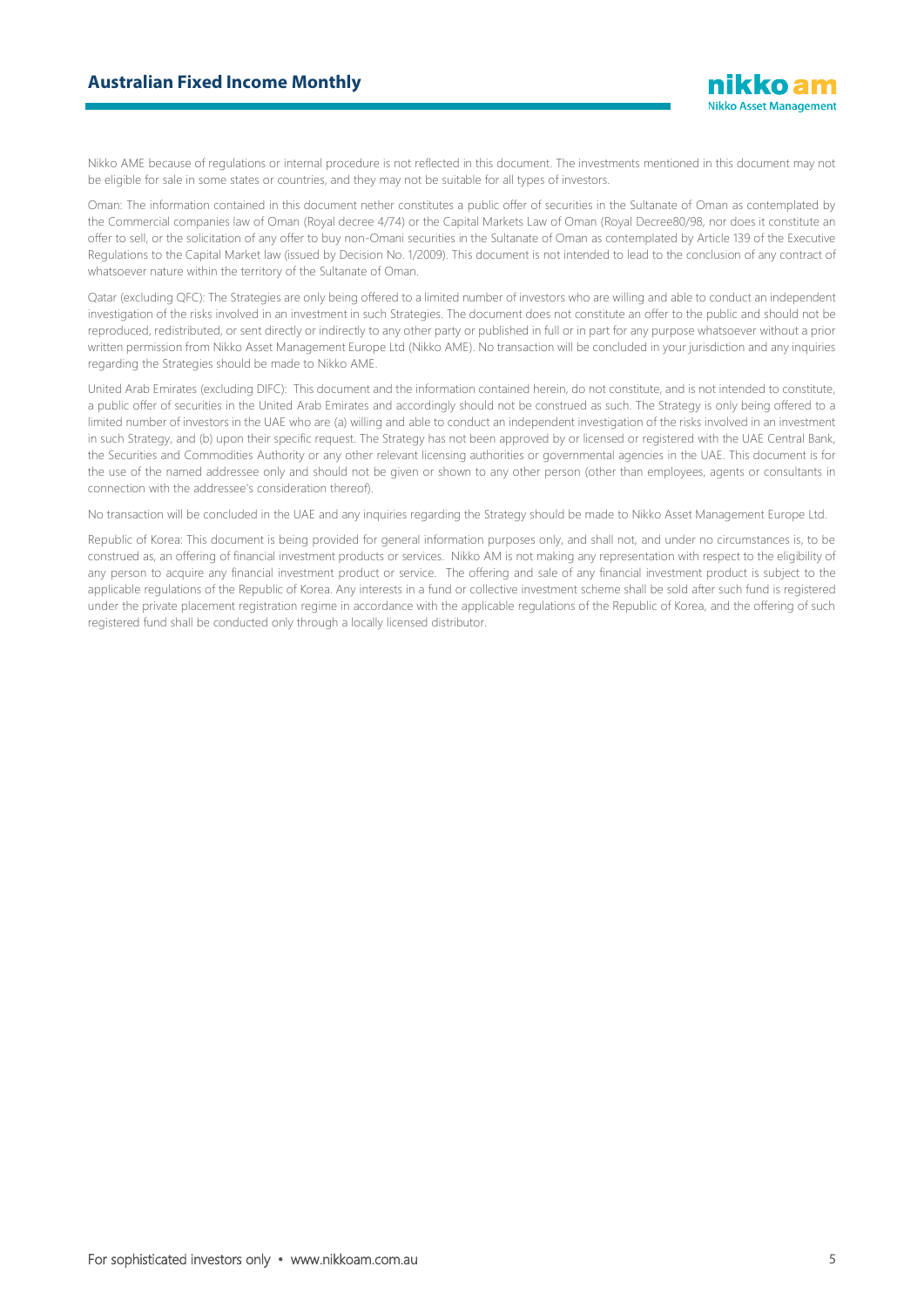Nikko AME because of regulations or internal procedure is not reflected in this document. The investments mentioned in this document may not be eligible for sale in some states or countries, and they may not be suitable for all types of investors.

Oman: The information contained in this document nether constitutes a public offer of securities in the Sultanate of Oman as contemplated by the Commercial companies law of Oman (Royal decree 4/74) or the Capital Markets Law of Oman (Royal Decree80/98, nor does it constitute an offer to sell, or the solicitation of any offer to buy non-Omani securities in the Sultanate of Oman as contemplated by Article 139 of the Executive Regulations to the Capital Market law (issued by Decision No. 1/2009). This document is not intended to lead to the conclusion of any contract of whatsoever nature within the territory of the Sultanate of Oman.

Qatar (excluding QFC): The Strategies are only being offered to a limited number of investors who are willing and able to conduct an independent investigation of the risks involved in an investment in such Strategies. The document does not constitute an offer to the public and should not be reproduced, redistributed, or sent directly or indirectly to any other party or published in full or in part for any purpose whatsoever without a prior written permission from Nikko Asset Management Europe Ltd (Nikko AME). No transaction will be concluded in your jurisdiction and any inquiries regarding the Strategies should be made to Nikko AME.

United Arab Emirates (excluding DIFC): This document and the information contained herein, do not constitute, and is not intended to constitute, a public offer of securities in the United Arab Emirates and accordingly should not be construed as such. The Strategy is only being offered to a limited number of investors in the UAE who are (a) willing and able to conduct an independent investigation of the risks involved in an investment in such Strategy, and (b) upon their specific request. The Strategy has not been approved by or licensed or registered with the UAE Central Bank, the Securities and Commodities Authority or any other relevant licensing authorities or governmental agencies in the UAE. This document is for the use of the named addressee only and should not be given or shown to any other person (other than employees, agents or consultants in connection with the addressee's consideration thereof).

No transaction will be concluded in the UAE and any inquiries regarding the Strategy should be made to Nikko Asset Management Europe Ltd.

Republic of Korea: This document is being provided for general information purposes only, and shall not, and under no circumstances is, to be construed as, an offering of financial investment products or services. Nikko AM is not making any representation with respect to the eligibility of any person to acquire any financial investment product or service. The offering and sale of any financial investment product is subject to the applicable regulations of the Republic of Korea. Any interests in a fund or collective investment scheme shall be sold after such fund is registered under the private placement registration regime in accordance with the applicable regulations of the Republic of Korea, and the offering of such registered fund shall be conducted only through a locally licensed distributor.